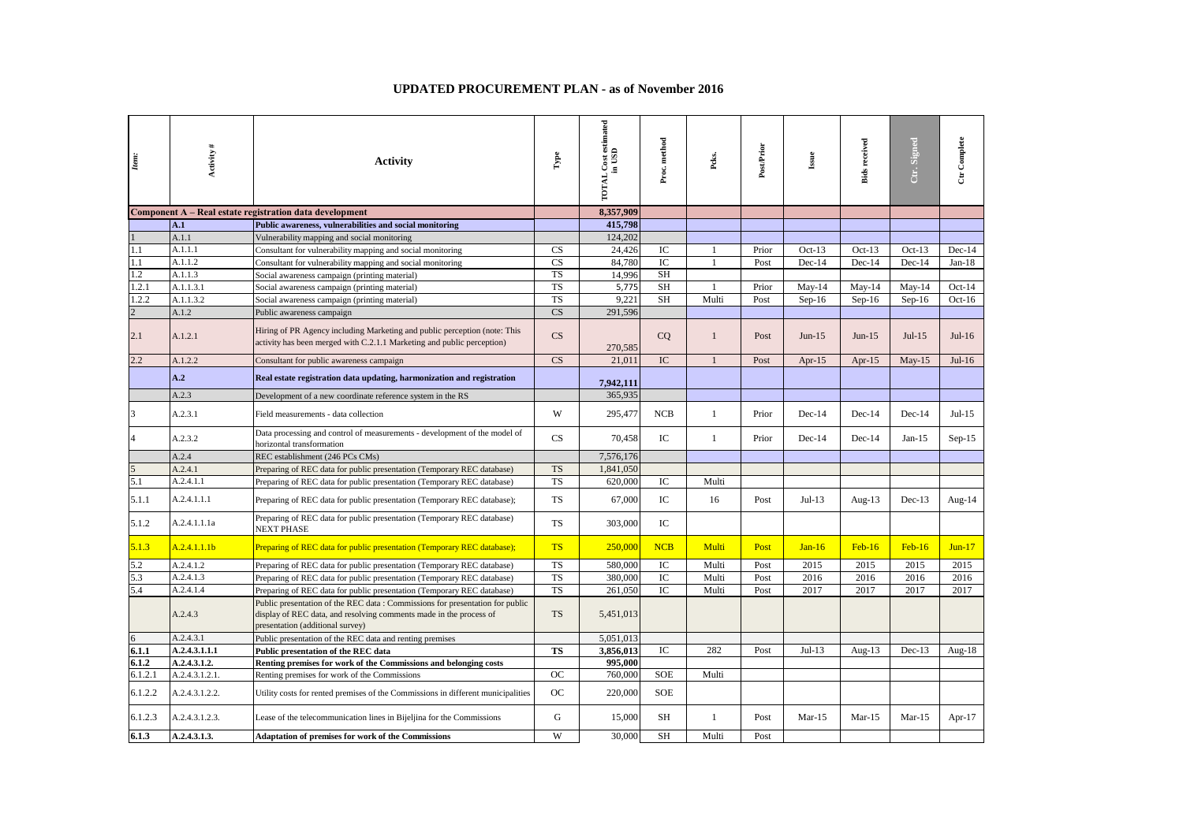# UPDATED PROCUREMENT PLAN - as of November 2016

| Item: | Activity # | Activity | Type | TOTAL Cost estimated in USD | Proc. method | Pcks. | Post/Prior | Issue | Bids received | Ctr. Signed | Ctr Complete |
|---|---|---|---|---|---|---|---|---|---|---|---|
| **Component A – Real estate registration data development** | | | | 8,357,909 | | | | | | | |
| | **A.1** | **Public awareness, vulnerabilities and social monitoring** | | 415,798 | | | | | | | |
| 1 | A.1.1 | Vulnerability mapping and social monitoring | | 124,202 | | | | | | | |
| 1.1 | A.1.1.1 | Consultant for vulnerability mapping and social monitoring | CS | 24,426 | IC | 1 | Prior | Oct-13 | Oct-13 | Oct-13 | Dec-14 |
| 1.1 | A.1.1.2 | Consultant for vulnerability mapping and social monitoring | CS | 84,780 | IC | 1 | Post | Dec-14 | Dec-14 | Dec-14 | Jan-18 |
| 1.2 | A.1.1.3 | Social awareness campaign (printing material) | TS | 14,996 | SH | | | | | | |
| 1.2.1 | A.1.1.3.1 | Social awareness campaign (printing material) | TS | 5,775 | SH | 1 | Prior | May-14 | May-14 | May-14 | Oct-14 |
| 1.2.2 | A.1.1.3.2 | Social awareness campaign (printing material) | TS | 9,221 | SH | Multi | Post | Sep-16 | Sep-16 | Sep-16 | Oct-16 |
| 2 | A.1.2 | Public awareness campaign | CS | 291,596 | | | | | | | |
| 2.1 | A.1.2.1 | Hiring of PR Agency including Marketing and public perception (note: This activity has been merged with C.2.1.1 Marketing and public perception) | CS | 270,585 | CQ | 1 | Post | Jun-15 | Jun-15 | Jul-15 | Jul-16 |
| 2.2 | A.1.2.2 | Consultant for public awareness campaign | CS | 21,011 | IC | 1 | Post | Apr-15 | Apr-15 | May-15 | Jul-16 |
| | **A.2** | **Real estate registration data updating, harmonization and registration** | | **7,942,111** | | | | | | | |
| | A.2.3 | Development of a new coordinate reference system in the RS | | 365,935 | | | | | | | |
| 3 | A.2.3.1 | Field measurements - data collection | W | 295,477 | NCB | 1 | Prior | Dec-14 | Dec-14 | Dec-14 | Jul-15 |
| 4 | A.2.3.2 | Data processing and control of measurements - development of the model of horizontal transformation | CS | 70,458 | IC | 1 | Prior | Dec-14 | Dec-14 | Jan-15 | Sep-15 |
| | A.2.4 | REC establishment (246 PCs CMs) | | 7,576,176 | | | | | | | |
| 5 | A.2.4.1 | Preparing of REC data for public presentation (Temporary REC database) | TS | 1,841,050 | | | | | | | |
| 5.1 | A.2.4.1.1 | Preparing of REC data for public presentation (Temporary REC database) | TS | 620,000 | IC | Multi | | | | | |
| 5.1.1 | A.2.4.1.1.1 | Preparing of REC data for public presentation (Temporary REC database); | TS | 67,000 | IC | 16 | Post | Jul-13 | Aug-13 | Dec-13 | Aug-14 |
| 5.1.2 | A.2.4.1.1.1a | Preparing of REC data for public presentation (Temporary REC database) NEXT PHASE | TS | 303,000 | IC | | | | | | |
| 5.1.3 | A.2.4.1.1.1b | Preparing of REC data for public presentation (Temporary REC database); | TS | 250,000 | NCB | Multi | Post | Jan-16 | Feb-16 | Feb-16 | Jun-17 |
| 5.2 | A.2.4.1.2 | Preparing of REC data for public presentation (Temporary REC database) | TS | 580,000 | IC | Multi | Post | 2015 | 2015 | 2015 | 2015 |
| 5.3 | A.2.4.1.3 | Preparing of REC data for public presentation (Temporary REC database) | TS | 380,000 | IC | Multi | Post | 2016 | 2016 | 2016 | 2016 |
| 5.4 | A.2.4.1.4 | Preparing of REC data for public presentation (Temporary REC database) | TS | 261,050 | IC | Multi | Post | 2017 | 2017 | 2017 | 2017 |
| | A.2.4.3 | Public presentation of the REC data : Commissions for presentation for public display of REC data, and resolving comments made in the process of presentation (additional survey) | TS | 5,451,013 | | | | | | | |
| 6 | A.2.4.3.1 | Public presentation of the REC data and renting premises | | 5,051,013 | | | | | | | |
| **6.1.1** | **A.2.4.3.1.1.1** | **Public presentation of the REC data** | **TS** | **3,856,013** | IC | 282 | Post | Jul-13 | Aug-13 | Dec-13 | Aug-18 |
| **6.1.2** | **A.2.4.3.1.2.** | **Renting premises for work of the Commissions and belonging costs** | | **995,000** | | | | | | | |
| 6.1.2.1 | A.2.4.3.1.2.1. | Renting premises for work of the Commissions | OC | 760,000 | SOE | Multi | | | | | |
| 6.1.2.2 | A.2.4.3.1.2.2. | Utility costs for rented premises of the Commissions in different municipalities | OC | 220,000 | SOE | | | | | | |
| 6.1.2.3 | A.2.4.3.1.2.3. | Lease of the telecommunication lines in Bijeljina for the Commissions | G | 15,000 | SH | 1 | Post | Mar-15 | Mar-15 | Mar-15 | Apr-17 |
| **6.1.3** | **A.2.4.3.1.3.** | **Adaptation of premises for work of the Commissions** | W | 30,000 | SH | Multi | Post | | | | |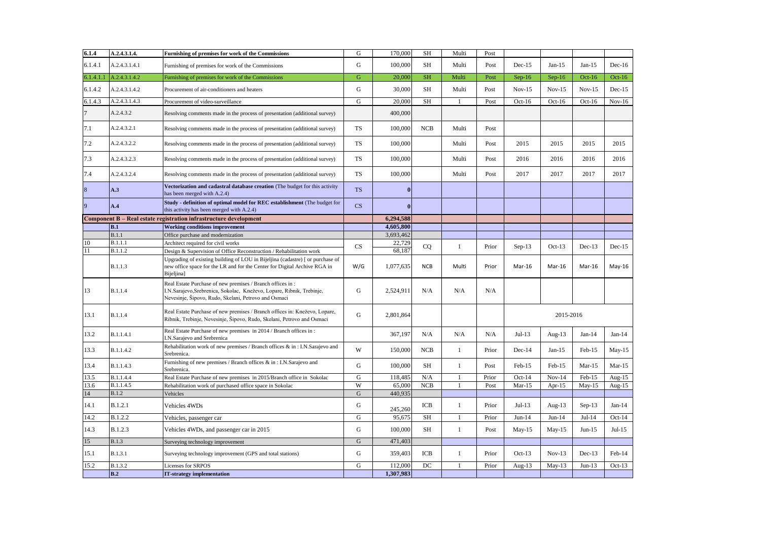| 6.1.4 | A.2.4.3.1.4. | **Furnishing of premises for work of the Commissions** | G | 170,000 | SH | Multi | Post | | | | |
|---|---|---|---|---|---|---|---|---|---|---|---|
| 6.1.4.1 | A.2.4.3.1.4.1 | Furnishing of premises for work of the Commissions | G | 100,000 | SH | Multi | Post | Dec-15 | Jan-15 | Jan-15 | Dec-16 |
| 6.1.4.1.1 | A.2.4.3.1.4.2 | Furnishing of premises for work of the Commissions | G | 20,000 | SH | Multi | Post | Sep-16 | Sep-16 | Oct-16 | Oct-16 |
| 6.1.4.2 | A.2.4.3.1.4.2 | Procurement of air-conditioners and heaters | G | 30,000 | SH | Multi | Post | Nov-15 | Nov-15 | Nov-15 | Dec-15 |
| 6.1.4.3 | A.2.4.3.1.4.3 | Procurement of video-surveillance | G | 20,000 | SH | 1 | Post | Oct-16 | Oct-16 | Oct-16 | Nov-16 |
| 7 | A.2.4.3.2 | Resolving comments made in the process of presentation (additional survey) | | 400,000 | | | | | | | |
| 7.1 | A.2.4.3.2.1 | Resolving comments made in the process of presentation (additional survey) | TS | 100,000 | NCB | Multi | Post | | | | |
| 7.2 | A.2.4.3.2.2 | Resolving comments made in the process of presentation (additional survey) | TS | 100,000 | | Multi | Post | 2015 | 2015 | 2015 | 2015 |
| 7.3 | A.2.4.3.2.3 | Resolving comments made in the process of presentation (additional survey) | TS | 100,000 | | Multi | Post | 2016 | 2016 | 2016 | 2016 |
| 7.4 | A.2.4.3.2.4 | Resolving comments made in the process of presentation (additional survey) | TS | 100,000 | | Multi | Post | 2017 | 2017 | 2017 | 2017 |
| 8 | **A.3** | **Vectorization and cadastral database creation** (The budget for this activity has been merged with A.2.4) | TS | **0** | | | | | | | |
| 9 | **A.4** | **Study - definition of optimal model for REC establishment** (The budget for this activity has been merged with A.2.4) | CS | **0** | | | | | | | |
| **Component B – Real estate registration infrastructure development** | | | | **6,294,588** | | | | | | | |
| | **B.1** | **Working conditions improvement** | | **4,605,800** | | | | | | | |
| | B.1.1 | Office purchase and modernization | | 3,693,462 | | | | | | | |
| 10 | B.1.1.1 | Architect required for civil works | CS | 22,729 | CQ | 1 | Prior | Sep-13 | Oct-13 | Dec-13 | Dec-15 |
| 11 | B.1.1.2 | Design & Supervision of Office Reconstruction / Rehabilitation work | CS | 68,187 | CQ | 1 | Prior | Sep-13 | Oct-13 | Dec-13 | Dec-15 |
| | B.1.1.3 | Upgrading of existing building of LOU in Bijeljina (cadastre) [ or purchase of new office space for the LR and for the Center for Digital Archive RGA in Bijeljina] | W/G | 1,077,635 | NCB | Multi | Prior | Mar-16 | Mar-16 | Mar-16 | May-16 |
| 13 | B.1.1.4 | Real Estate Purchase of new premises / Branch offices in : I.N.Sarajevo,Srebrenica, Sokolac, Kneževo, Lopare, Ribnik, Trebinje, Nevesinje, Šipovo, Rudo, Skelani, Petrovo and Osmaci | G | 2,524,911 | N/A | N/A | N/A | | | | |
| 13.1 | B.1.1.4 | Real Estate Purchase of new premises / Branch offices in: Kneževo, Lopare, Ribnik, Trebinje, Nevesinje, Šipovo, Rudo, Skelani, Petrovo and Osmaci | G | 2,801,864 | | | | 2015-2016 | | | |
| 13.2 | B.1.1.4.1 | Real Estate Purchase of new premises in 2014 / Branch offices in : I.N.Sarajevo and Srebrenica | | 367,197 | N/A | N/A | N/A | Jul-13 | Aug-13 | Jan-14 | Jan-14 |
| 13.3 | B.1.1.4.2 | Rehabilitation work of new premises / Branch offices & in : I.N.Sarajevo and Srebrenica. | W | 150,000 | NCB | 1 | Prior | Dec-14 | Jan-15 | Feb-15 | May-15 |
| 13.4 | B.1.1.4.3 | Furnishing of new premises / Branch offices & in : I.N.Sarajevo and Srebrenica. | G | 100,000 | SH | 1 | Post | Feb-15 | Feb-15 | Mar-15 | Mar-15 |
| 13.5 | B.1.1.4.4 | Real Estate Purchase of new premises in 2015/Branch office in Sokolac | G | 118,485 | N/A | 1 | Prior | Oct-14 | Nov-14 | Feb-15 | Aug-15 |
| 13.6 | B.1.1.4.5 | Rehabilitation work of purchased office space in Sokolac | W | 65,000 | NCB | 1 | Post | Mar-15 | Apr-15 | May-15 | Aug-15 |
| 14 | B.1.2 | Vehicles | G | 440,935 | | | | | | | |
| 14.1 | B.1.2.1 | Vehicles 4WDs | G | 245,260 | ICB | 1 | Prior | Jul-13 | Aug-13 | Sep-13 | Jan-14 |
| 14.2 | B.1.2.2 | Vehicles, passenger car | G | 95,675 | SH | 1 | Prior | Jun-14 | Jun-14 | Jul-14 | Oct-14 |
| 14.3 | B.1.2.3 | Vehicles 4WDs, and passenger car in 2015 | G | 100,000 | SH | 1 | Post | May-15 | May-15 | Jun-15 | Jul-15 |
| 15 | B.1.3 | Surveying technology improvement | G | 471,403 | | | | | | | |
| 15.1 | B.1.3.1 | Surveying technology improvement (GPS and total stations) | G | 359,403 | ICB | 1 | Prior | Oct-13 | Nov-13 | Dec-13 | Feb-14 |
| 15.2 | B.1.3.2 | Licenses for SRPOS | G | 112,000 | DC | 1 | Prior | Aug-13 | May-13 | Jun-13 | Oct-13 |
| | **B.2** | **IT-strategy implementation** | | **1,307,983** | | | | | | | |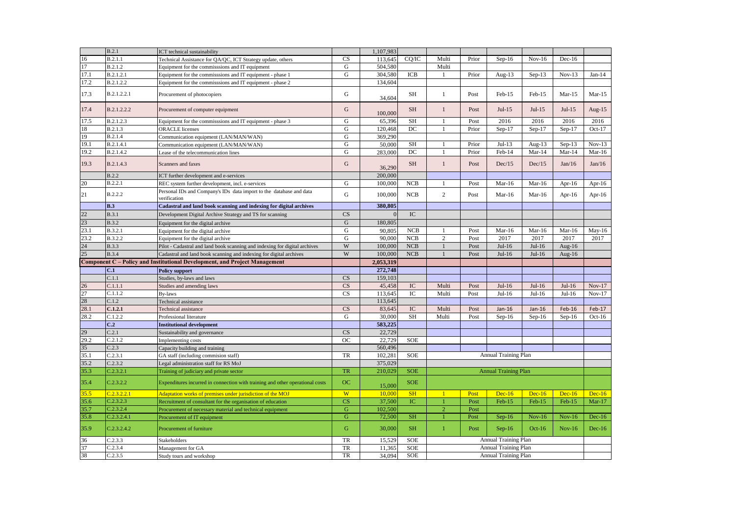| | | | | | | | | | | | |
|---|---|---|---|---|---|---|---|---|---|---|---|
| | B.2.1 | ICT technical sustainability | | 1,107,983 | | | | | | | |
| 16 | B.2.1.1 | Technical Assistance for QA/QC, ICT Strategy update, others | CS | 113,645 | CQ/IC | Multi | Prior | Sep-16 | Nov-16 | Dec-16 | |
| 17 | B.2.1.2 | Equipment for the commisssions and IT equipment | G | 504,580 | | Multi | | | | | |
| 17.1 | B.2.1.2.1 | Equipment for the commisssions and IT equipment - phase 1 | G | 304,580 | ICB | 1 | Prior | Aug-13 | Sep-13 | Nov-13 | Jan-14 |
| 17.2 | B.2.1.2.2 | Equipment for the commisssions and IT equipment - phase 2 | | 134,604 | | | | | | | |
| 17.3 | B.2.1.2.2.1 | Procurement of photocopiers | G | 34,604 | SH | 1 | Post | Feb-15 | Feb-15 | Mar-15 | Mar-15 |
| 17.4 | B.2.1.2.2.2 | Procurement of computer equipment | G | 100,000 | SH | 1 | Post | Jul-15 | Jul-15 | Jul-15 | Aug-15 |
| 17.5 | B.2.1.2.3 | Equipment for the commisssions and IT equipment - phase 3 | G | 65,396 | SH | 1 | Post | 2016 | 2016 | 2016 | 2016 |
| 18 | B.2.1.3 | ORACLE licenses | G | 120,468 | DC | 1 | Prior | Sep-17 | Sep-17 | Sep-17 | Oct-17 |
| 19 | B.2.1.4 | Communication equipment (LAN/MAN/WAN) | G | 369,290 | | | | | | | |
| 19.1 | B.2.1.4.1 | Communication equipment (LAN/MAN/WAN) | G | 50,000 | SH | 1 | Prior | Jul-13 | Aug-13 | Sep-13 | Nov-13 |
| 19.2 | B.2.1.4.2 | Lease of the telecommunication lines | G | 283,000 | DC | 1 | Prior | Feb-14 | Mar-14 | Mar-14 | Mar-16 |
| 19.3 | B.2.1.4.3 | Scanners and faxes | G | 36,290 | SH | 1 | Post | Dec/15 | Dec/15 | Jan/16 | Jan/16 |
| | B.2.2 | ICT further development and e-services | | 200,000 | | | | | | | |
| 20 | B.2.2.1 | REC system further development, incl. e-services | G | 100,000 | NCB | 1 | Post | Mar-16 | Mar-16 | Apr-16 | Apr-16 |
| 21 | B.2.2.2 | Personal IDs and Company's IDs data import to the database and data verification | G | 100,000 | NCB | 2 | Post | Mar-16 | Mar-16 | Apr-16 | Apr-16 |
| | **B.3** | **Cadastral and land book scanning and indexing for digital archives** | | **380,805** | | | | | | | |
| 22 | B.3.1 | Development Digital Archive Strategy and TS for scanning | CS | 0 | IC | | | | | | |
| 23 | B.3.2 | Equipment for the digital archive | G | 180,805 | | | | | | | |
| 23.1 | B.3.2.1 | Equipment for the digital archive | G | 90,805 | NCB | 1 | Post | Mar-16 | Mar-16 | Mar-16 | May-16 |
| 23.2 | B.3.2.2 | Equipment for the digital archive | G | 90,000 | NCB | 2 | Post | 2017 | 2017 | 2017 | 2017 |
| 24 | B.3.3 | Pilot - Cadastral and land book scanning and indexing for digital archives | W | 100,000 | NCB | 1 | Post | Jul-16 | Jul-16 | Aug-16 | |
| 25 | B.3.4 | Cadastral and land book scanning and indexing for digital archives | W | 100,000 | NCB | 1 | Post | Jul-16 | Jul-16 | Aug-16 | |
| **Component C – Policy and Institutional Development, and Project Management** | | | | **2,053,319** | | | | | | | |
| | **C.1** | **Policy support** | | **272,748** | | | | | | | |
| | C.1.1 | Studies, by-laws and laws | CS | 159,103 | | | | | | | |
| 26 | C.1.1.1 | Studies and amending laws | CS | 45,458 | IC | Multi | Post | Jul-16 | Jul-16 | Jul-16 | Nov-17 |
| 27 | C.1.1.2 | By-laws | CS | 113,645 | IC | Multi | Post | Jul-16 | Jul-16 | Jul-16 | Nov-17 |
| 28 | C.1.2 | Technical assistance | | 113,645 | | | | | | | |
| 28.1 | **C.1.2.1** | Technical assistance | CS | 83,645 | IC | Multi | Post | Jan-16 | Jan-16 | Feb-16 | Feb-17 |
| 28.2 | C.1.2.2 | Professional literature | G | 30,000 | SH | Multi | Post | Sep-16 | Sep-16 | Sep-16 | Oct-16 |
| | **C.2** | **Institutional development** | | **583,225** | | | | | | | |
| 29 | C.2.1 | Sustainability and governance | CS | 22,729 | | | | | | | |
| 29.2 | C.2.1.2 | Implementing costs | OC | 22,729 | SOE | | | | | | |
| 35 | C.2.3 | Capacity building and training | | 560,496 | | | | | | | |
| 35.1 | C.2.3.1 | GA staff (including commision staff) | TR | 102,281 | SOE | Annual Training Plan | | | | | |
| 35.2 | C.2.3.2 | Legal administration staff for RS MoJ | | 375,029 | | | | | | | |
| 35.3 | C.2.3.2.1 | Training of judiciary and private sector | TR | 210,029 | SOE | Annual Training Plan | | | | | |
| 35.4 | C.2.3.2.2 | Expenditures incurred in connection with training and other operational costs | OC | 15,000 | SOE | | | | | | |
| 35.5 | C.2.3.2.2.1 | Adaptation works of premises under jurisdiction of the MOJ | W | 10,000 | SH | 1 | Post | Dec-16 | Dec-16 | Dec-16 | Dec-16 |
| 35.6 | C.2.3.2.3 | Recruitment of consultant for the organisation of education | CS | 37,500 | IC | 1 | Post | Feb-15 | Feb-15 | Feb-15 | Mar-17 |
| 35.7 | C.2.3.2.4 | Procurement of necessary material and technical equipment | G | 102,500 | | 2 | Post | | | | |
| 35.8 | C.2.3.2.4.1 | Procurement of IT equipment | G | 72,500 | SH | 1 | Post | Sep-16 | Nov-16 | Nov-16 | Dec-16 |
| 35.9 | C.2.3.2.4.2 | Procurement of furniture | G | 30,000 | SH | 1 | Post | Sep-16 | Oct-16 | Nov-16 | Dec-16 |
| 36 | C.2.3.3 | Stakeholders | TR | 15,529 | SOE | Annual Training Plan | | | | | |
| 37 | C.2.3.4 | Management for GA | TR | 11,365 | SOE | Annual Training Plan | | | | | |
| 38 | C.2.3.5 | Study tours and workshop | TR | 34,094 | SOE | Annual Training Plan | | | | | |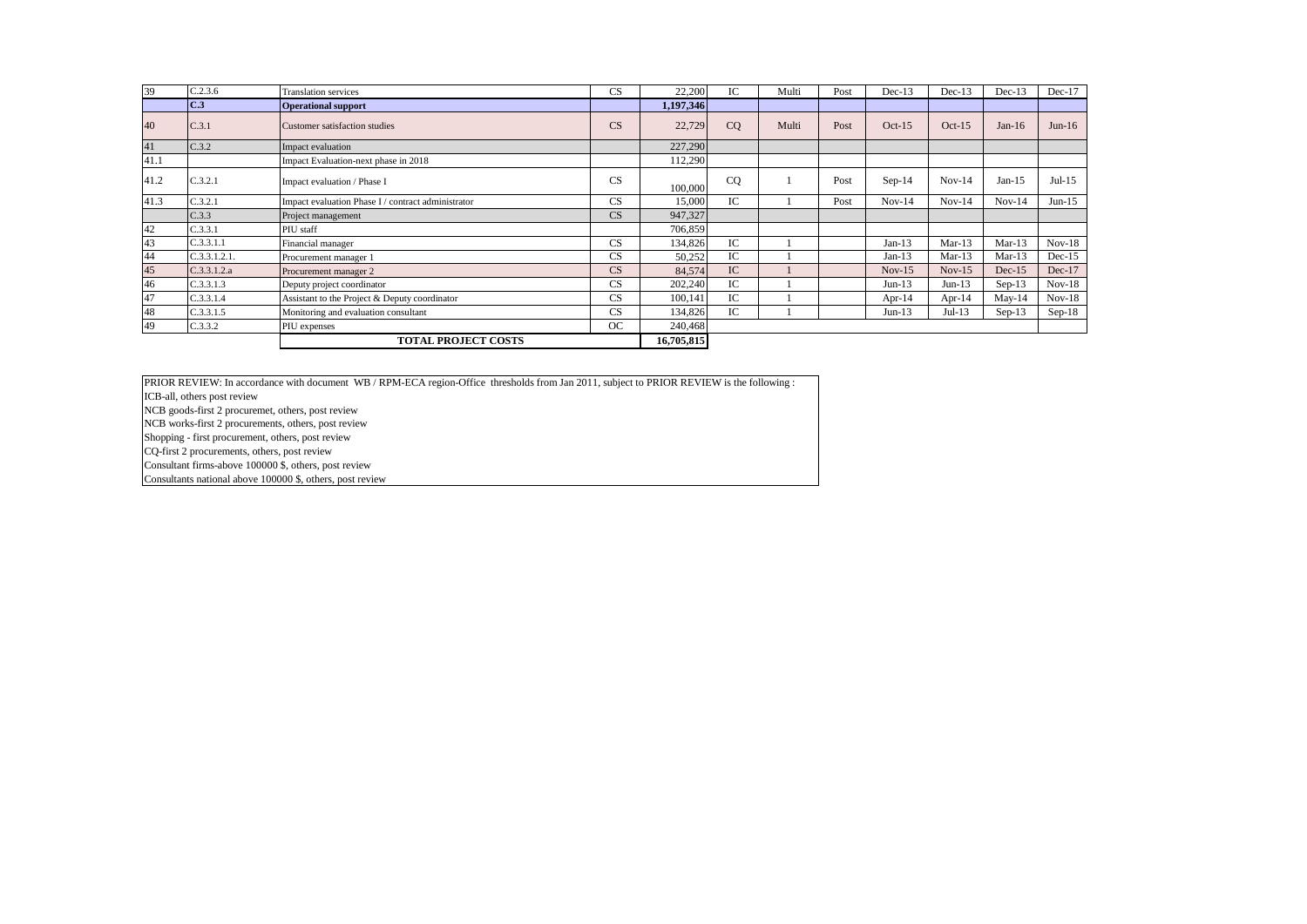| | | | | | | | | | | | |
|---|---|---|---|---|---|---|---|---|---|---|---|
| 39 | C.2.3.6 | Translation services | CS | 22,200 | IC | Multi | Post | Dec-13 | Dec-13 | Dec-13 | Dec-17 |
| | **C.3** | **Operational support** | | **1,197,346** | | | | | | | |
| 40 | C.3.1 | Customer satisfaction studies | CS | 22,729 | CQ | Multi | Post | Oct-15 | Oct-15 | Jan-16 | Jun-16 |
| 41 | C.3.2 | Impact evaluation | | 227,290 | | | | | | | |
| 41.1 | | Impact Evaluation-next phase in 2018 | | 112,290 | | | | | | | |
| 41.2 | C.3.2.1 | Impact evaluation / Phase I | CS | 100,000 | CQ | 1 | Post | Sep-14 | Nov-14 | Jan-15 | Jul-15 |
| 41.3 | C.3.2.1 | Impact evaluation Phase I / contract administrator | CS | 15,000 | IC | 1 | Post | Nov-14 | Nov-14 | Nov-14 | Jun-15 |
| | C.3.3 | Project management | CS | 947,327 | | | | | | | |
| 42 | C.3.3.1 | PIU staff | | 706,859 | | | | | | | |
| 43 | C.3.3.1.1 | Financial manager | CS | 134,826 | IC | 1 | | Jan-13 | Mar-13 | Mar-13 | Nov-18 |
| 44 | C.3.3.1.2.1. | Procurement manager 1 | CS | 50,252 | IC | 1 | | Jan-13 | Mar-13 | Mar-13 | Dec-15 |
| 45 | C.3.3.1.2.a | Procurement manager 2 | CS | 84,574 | IC | 1 | | Nov-15 | Nov-15 | Dec-15 | Dec-17 |
| 46 | C.3.3.1.3 | Deputy project coordinator | CS | 202,240 | IC | 1 | | Jun-13 | Jun-13 | Sep-13 | Nov-18 |
| 47 | C.3.3.1.4 | Assistant to the Project & Deputy coordinator | CS | 100,141 | IC | 1 | | Apr-14 | Apr-14 | May-14 | Nov-18 |
| 48 | C.3.3.1.5 | Monitoring and evaluation consultant | CS | 134,826 | IC | 1 | | Jun-13 | Jul-13 | Sep-13 | Sep-18 |
| 49 | C.3.3.2 | PIU expenses | OC | 240,468 | | | | | | | |
| | | **TOTAL PROJECT COSTS** | | **16,705,815** | | | | | | | |

PRIOR REVIEW: In accordance with document WB / RPM-ECA region-Office thresholds from Jan 2011, subject to PRIOR REVIEW is the following :

ICB-all, others post review

NCB goods-first 2 procuremet, others, post review

NCB works-first 2 procurements, others, post review

Shopping - first procurement, others, post review

CQ-first 2 procurements, others, post review

Consultant firms-above 100000 $, others, post review

Consultants national above 100000 $, others, post review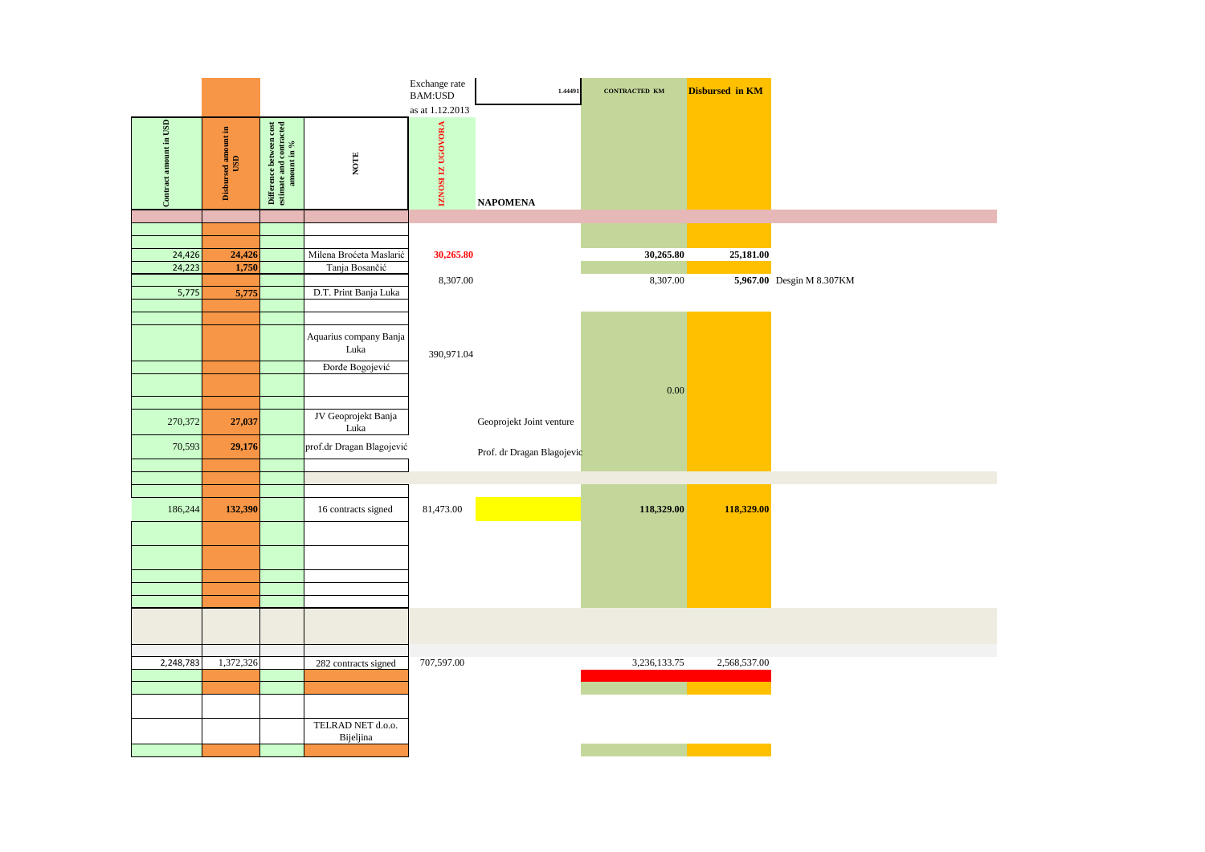| Contract amount in USD | Disbursed amount in USD | Difference between cost estimate and contracted amount in % | NOTE | Exchange rate BAM:USD as at 1.12.2013 IZNOSI IZ UGOVORA | 1.44491 NAPOMENA | CONTRACTED KM | Disbursed in KM | |
|---|---|---|---|---|---|---|---|---|
| 24,426 | **24,426** | | Milena Broćeta Maslarić | **30,265.80** | | **30,265.80** | **25,181.00** | |
| 24,223 | **1,750** | | Tanja Bosančić | | | | | |
| | | | | 8,307.00 | | 8,307.00 | **5,967.00** | Desgin M 8.307KM |
| 5,775 | **5,775** | | D.T. Print Banja Luka | | | | | |
| | | | Aquarius company Banja Luka | 390,971.04 | | | | |
| | | | Đorđe Bogojević | | | | | |
| | | | | | | 0.00 | | |
| 270,372 | **27,037** | | JV Geoprojekt Banja Luka | | Geoprojekt Joint venture | | | |
| 70,593 | **29,176** | | prof.dr Dragan Blagojević | | Prof. dr Dragan Blagojevic | | | |
| 186,244 | **132,390** | | 16 contracts signed | 81,473.00 | | **118,329.00** | **118,329.00** | |
| 2,248,783 | 1,372,326 | | 282 contracts signed | 707,597.00 | | 3,236,133.75 | 2,568,537.00 | |
| | | | TELRAD NET d.o.o. Bijeljina | | | | | |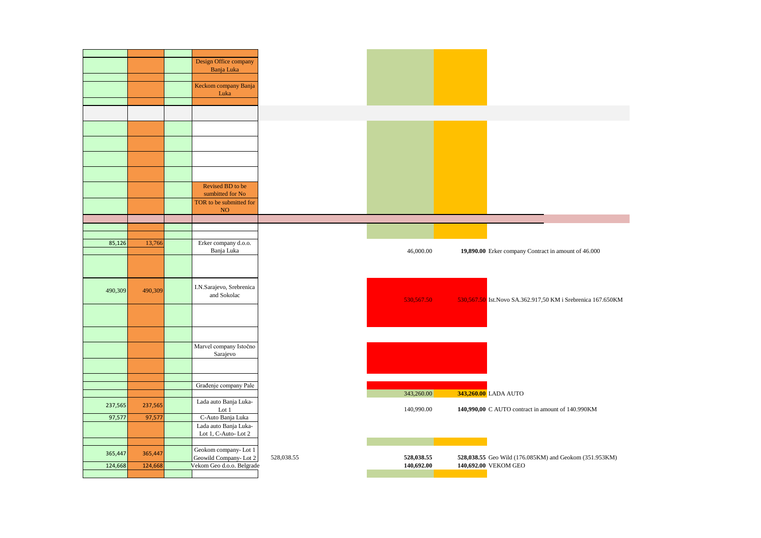| | | | | | | | |
|---|---|---|---|---|---|---|---|
| | | | | | | | |
| | | | Design Office company Banja Luka | | | | |
| | | | | | | | |
| | | | Keckom company Banja Luka | | | | |
| | | | | | | | |
| | | | | | | | |
| | | | | | | | |
| | | | | | | | |
| | | | | | | | |
| | | | | | | | |
| | | | Revised BD to be sumbitted for No | | | | |
| | | | TOR to be submitted for NO | | | | |
| | | | | | | | |
| | | | | | | | |
| | | | | | | | |
| 85,126 | 13,766 | | Erker company d.o.o. Banja Luka | | 46,000.00 | **19,890.00** | Erker company Contract in amount of 46.000 |
| | | | | | | | |
| 490,309 | 490,309 | | I.N.Sarajevo, Srebrenica and Sokolac | | 530,567.50 | 530,567.50 | Ist.Novo SA.362.917,50 KM i Srebrenica 167.650KM |
| | | | | | | | |
| | | | | | | | |
| | | | Marvel company Istočno Sarajevo | | | | |
| | | | | | | | |
| | | | | | | | |
| | | | Građenje company Pale | | | | |
| | | | | | 343,260.00 | **343,260.00** | LADA AUTO |
| 237,565 | 237,565 | | Lada auto Banja Luka- Lot 1 | | 140,990.00 | **140,990,00** | C AUTO contract in amount of 140.990KM |
| 97,577 | 97,577 | | C-Auto Banja Luka | | | | |
| | | | Lada auto Banja Luka- Lot 1, C-Auto- Lot 2 | | | | |
| | | | | | | | |
| 365,447 | 365,447 | | Geokom company- Lot 1 Geowild Company- Lot 2 | 528,038.55 | **528,038.55** | **528,038.55** | Geo Wild (176.085KM) and Geokom (351.953KM) |
| 124,668 | 124,668 | | Vekom Geo d.o.o. Belgrade | | **140,692.00** | **140,692.00** | VEKOM GEO |
| | | | | | | | |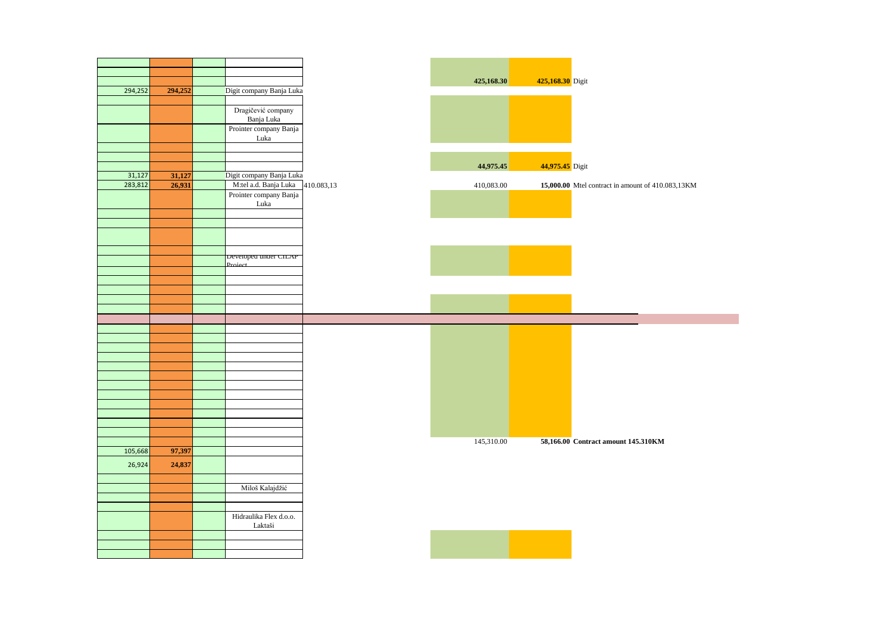| | | | | | | | |
|---|---|---|---|---|---|---|---|
| | | | | | | | |
| | | | | | | | |
| | | | | | **425,168.30** | **425,168.30** | Digit |
| 294,252 | **294,252** | | Digit company Banja Luka | | | | |
| | | | | | | | |
| | | | Dragičević company Banja Luka | | | | |
| | | | Prointer company Banja Luka | | | | |
| | | | | | | | |
| | | | | | | | |
| | | | | | **44,975.45** | **44,975.45** | Digit |
| 31,127 | **31,127** | | Digit company Banja Luka | | | | |
| 283,812 | **26,931** | | M:tel a.d. Banja Luka | 410.083,13 | 410,083.00 | **15,000.00** | Mtel contract in amount of 410.083,13KM |
| | | | Prointer company Banja Luka | | | | |
| | | | | | | | |
| | | | | | | | |
| | | | | | | | |
| | | | | | | | |
| | | | Developed under CILAP Project | | | | |
| | | | | | | | |
| | | | | | | | |
| | | | | | | | |
| | | | | | | | |
| | | | | | | | |
| | | | | | | | |
| | | | | | | | |
| | | | | | | | |
| | | | | | | | |
| | | | | | | | |
| | | | | | | | |
| | | | | | | | |
| | | | | | | | |
| | | | | | | | |
| | | | | | | | |
| | | | | | | | |
| | | | | | | | |
| | | | | | | | |
| | | | | | 145,310.00 | **58,166.00** | **Contract amount 145.310KM** |
| 105,668 | **97,397** | | | | | | |
| 26,924 | **24,837** | | | | | | |
| | | | | | | | |
| | | | Miloš Kalajdžić | | | | |
| | | | | | | | |
| | | | | | | | |
| | | | Hidraulika Flex d.o.o. Laktaši | | | | |
| | | | | | | | |
| | | | | | | | |
| | | | | | | | |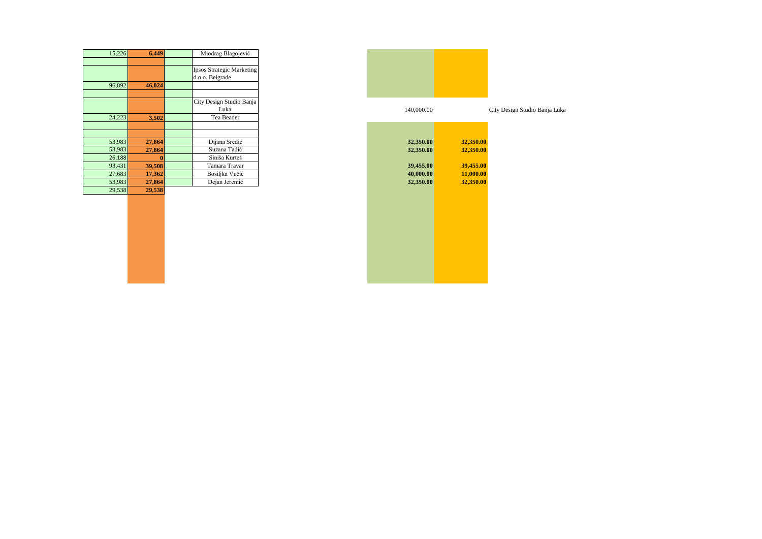| | | | |
|---|---|---|---|
| 15,226 | **6,449** | | Miodrag Blagojević |
| | | | |
| | | | Ipsos Strategic Marketing d.o.o. Belgrade |
| 96,892 | **46,024** | | |
| | | | |
| | | | City Design Studio Banja Luka |
| 24,223 | **3,502** | | Tea Beader |
| | | | |
| | | | |
| 53,983 | **27,864** | | Dijana Sredić |
| 53,983 | **27,864** | | Suzana Tadić |
| 26,188 | **0** | | Siniša Kurteš |
| 93,431 | **39,508** | | Tamara Travar |
| 27,683 | **17,362** | | Bosiljka Vučić |
| 53,983 | **27,864** | | Dejan Jeremić |
| 29,538 | **29,538** | | |

| | | |
|---|---|---|
| 140,000.00 | | City Design Studio Banja Luka |
| | | |
| **32,350.00** | **32,350.00** | |
| **32,350.00** | **32,350.00** | |
| | | |
| **39,455.00** | **39,455.00** | |
| **40,000.00** | **11,000.00** | |
| **32,350.00** | **32,350.00** | |